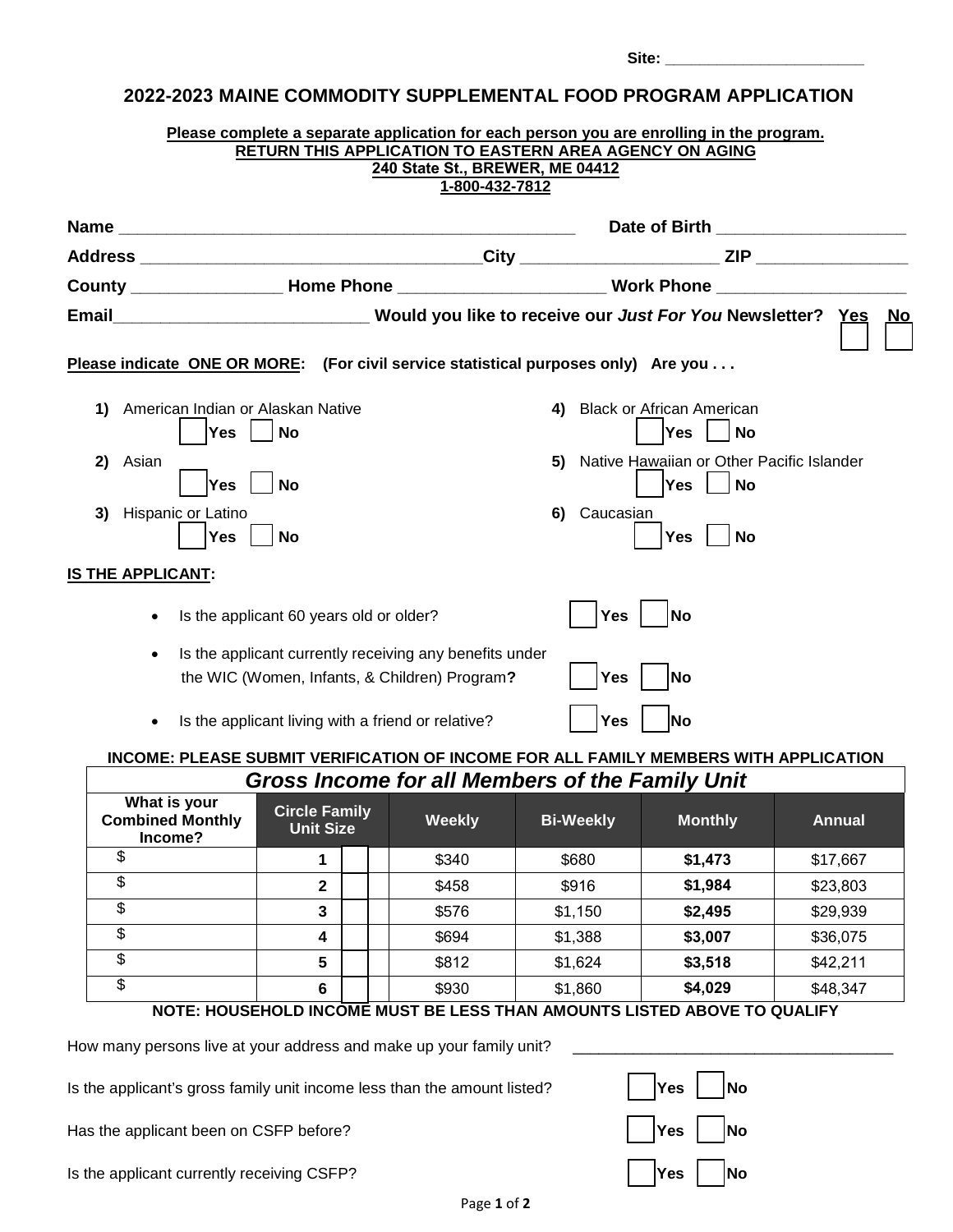Site: ______________________

## 2022-2023 MAINE COMMODITY SUPPLEMENTAL FOOD PROGRAM APPLICATION

**Please complete a separate application for each person you are enrolling in the program.**
**RETURN THIS APPLICATION TO EASTERN AREA AGENCY ON AGING**
**240 State St., BREWER, ME 04412**
**1-800-432-7812**

**Name** ______________________________________________ **Date of Birth** ____________________

**Address** ___________________________________ **City** ____________________ **ZIP** ________________

**County** ________________ **Home Phone** _____________________ **Work Phone** ____________________

**Email** ___________________________ **Would you like to receive our *Just For You* Newsletter?** **Yes** ☐ **No** ☐

**Please indicate ONE OR MORE:** **(For civil service statistical purposes only) Are you . . .**

1) American Indian or Alaskan Native ☐ **Yes** ☐ **No**
2) Asian ☐ **Yes** ☐ **No**
3) Hispanic or Latino ☐ **Yes** ☐ **No**
4) Black or African American ☐ **Yes** ☐ **No**
5) Native Hawaiian or Other Pacific Islander ☐ **Yes** ☐ **No**
6) Caucasian ☐ **Yes** ☐ **No**

**IS THE APPLICANT:**

- Is the applicant 60 years old or older? ☐ **Yes** ☐ **No**
- Is the applicant currently receiving any benefits under the WIC (Women, Infants, & Children) Program**?** ☐ **Yes** ☐ **No**
- Is the applicant living with a friend or relative? ☐ **Yes** ☐ **No**

**INCOME: PLEASE SUBMIT VERIFICATION OF INCOME FOR ALL FAMILY MEMBERS WITH APPLICATION**

***Gross Income for all Members of the Family Unit***

| What is your Combined Monthly Income? | Circle Family Unit Size | Weekly | Bi-Weekly | Monthly | Annual |
|---|---|---|---|---|---|
| $ | 1 ☐ | $340 | $680 | **$1,473** | $17,667 |
| $ | 2 ☐ | $458 | $916 | **$1,984** | $23,803 |
| $ | 3 ☐ | $576 | $1,150 | **$2,495** | $29,939 |
| $ | 4 ☐ | $694 | $1,388 | **$3,007** | $36,075 |
| $ | 5 ☐ | $812 | $1,624 | **$3,518** | $42,211 |
| $ | 6 ☐ | $930 | $1,860 | **$4,029** | $48,347 |

**NOTE: HOUSEHOLD INCOME MUST BE LESS THAN AMOUNTS LISTED ABOVE TO QUALIFY**

How many persons live at your address and make up your family unit? ____________________________________

Is the applicant's gross family unit income less than the amount listed? ☐ **Yes** ☐ **No**

Has the applicant been on CSFP before? ☐ **Yes** ☐ **No**

Is the applicant currently receiving CSFP? ☐ **Yes** ☐ **No**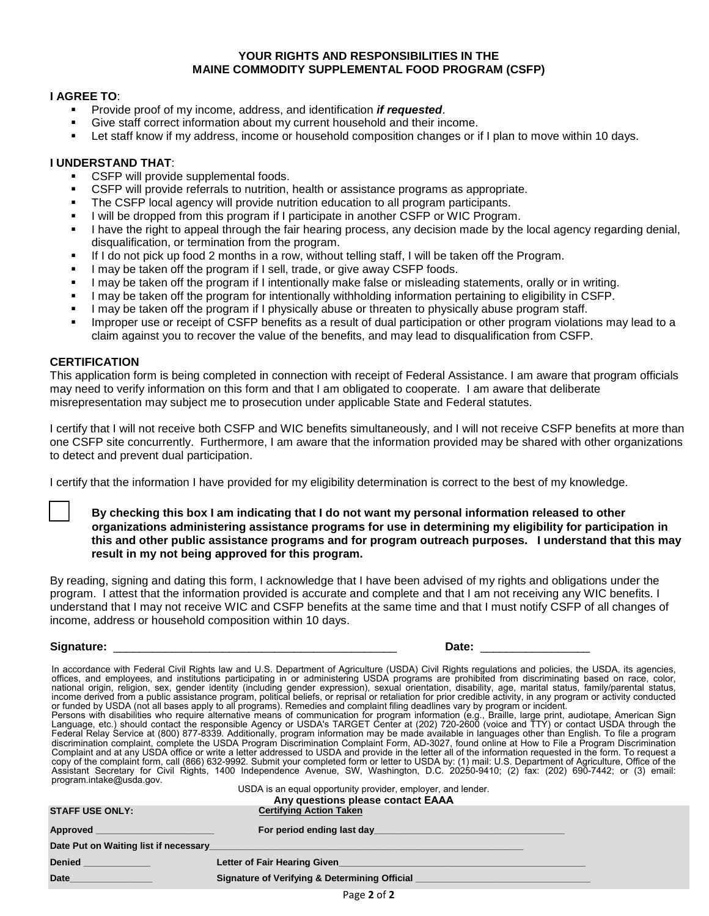**YOUR RIGHTS AND RESPONSIBILITIES IN THE**
**MAINE COMMODITY SUPPLEMENTAL FOOD PROGRAM (CSFP)**

**I AGREE TO**:

- Provide proof of my income, address, and identification ***if requested***.
- Give staff correct information about my current household and their income.
- Let staff know if my address, income or household composition changes or if I plan to move within 10 days.

**I UNDERSTAND THAT**:

- CSFP will provide supplemental foods.
- CSFP will provide referrals to nutrition, health or assistance programs as appropriate.
- The CSFP local agency will provide nutrition education to all program participants.
- I will be dropped from this program if I participate in another CSFP or WIC Program.
- I have the right to appeal through the fair hearing process, any decision made by the local agency regarding denial, disqualification, or termination from the program.
- If I do not pick up food 2 months in a row, without telling staff, I will be taken off the Program.
- I may be taken off the program if I sell, trade, or give away CSFP foods.
- I may be taken off the program if I intentionally make false or misleading statements, orally or in writing.
- I may be taken off the program for intentionally withholding information pertaining to eligibility in CSFP.
- I may be taken off the program if I physically abuse or threaten to physically abuse program staff.
- Improper use or receipt of CSFP benefits as a result of dual participation or other program violations may lead to a claim against you to recover the value of the benefits, and may lead to disqualification from CSFP.

**CERTIFICATION**

This application form is being completed in connection with receipt of Federal Assistance. I am aware that program officials may need to verify information on this form and that I am obligated to cooperate. I am aware that deliberate misrepresentation may subject me to prosecution under applicable State and Federal statutes.

I certify that I will not receive both CSFP and WIC benefits simultaneously, and I will not receive CSFP benefits at more than one CSFP site concurrently. Furthermore, I am aware that the information provided may be shared with other organizations to detect and prevent dual participation.

I certify that the information I have provided for my eligibility determination is correct to the best of my knowledge.

☐ **By checking this box I am indicating that I do not want my personal information released to other organizations administering assistance programs for use in determining my eligibility for participation in this and other public assistance programs and for program outreach purposes. I understand that this may result in my not being approved for this program.**

By reading, signing and dating this form, I acknowledge that I have been advised of my rights and obligations under the program. I attest that the information provided is accurate and complete and that I am not receiving any WIC benefits. I understand that I may not receive WIC and CSFP benefits at the same time and that I must notify CSFP of all changes of income, address or household composition within 10 days.

**Signature:** ____________________________________________ **Date:** ________________

In accordance with Federal Civil Rights law and U.S. Department of Agriculture (USDA) Civil Rights regulations and policies, the USDA, its agencies, offices, and employees, and institutions participating in or administering USDA programs are prohibited from discriminating based on race, color, national origin, religion, sex, gender identity (including gender expression), sexual orientation, disability, age, marital status, family/parental status, income derived from a public assistance program, political beliefs, or reprisal or retaliation for prior credible activity, in any program or activity conducted or funded by USDA (not all bases apply to all programs). Remedies and complaint filing deadlines vary by program or incident.
Persons with disabilities who require alternative means of communication for program information (e.g., Braille, large print, audiotape, American Sign Language, etc.) should contact the responsible Agency or USDA's TARGET Center at (202) 720-2600 (voice and TTY) or contact USDA through the Federal Relay Service at (800) 877-8339. Additionally, program information may be made available in languages other than English. To file a program discrimination complaint, complete the USDA Program Discrimination Complaint Form, AD-3027, found online at How to File a Program Discrimination Complaint and at any USDA office or write a letter addressed to USDA and provide in the letter all of the information requested in the form. To request a copy of the complaint form, call (866) 632-9992. Submit your completed form or letter to USDA by: (1) mail: U.S. Department of Agriculture, Office of the Assistant Secretary for Civil Rights, 1400 Independence Avenue, SW, Washington, D.C. 20250-9410; (2) fax: (202) 690-7442; or (3) email: program.intake@usda.gov.

USDA is an equal opportunity provider, employer, and lender.

**Any questions please contact EAAA**

**STAFF USE ONLY:** **Certifying Action Taken**

**Approved** ______________________ **For period ending last day**__________________________________

**Date Put on Waiting list if necessary**____________________________________________________________

**Denied** ____________ **Letter of Fair Hearing Given**______________________________________________

**Date**_______________ **Signature of Verifying & Determining Official** _________________________________